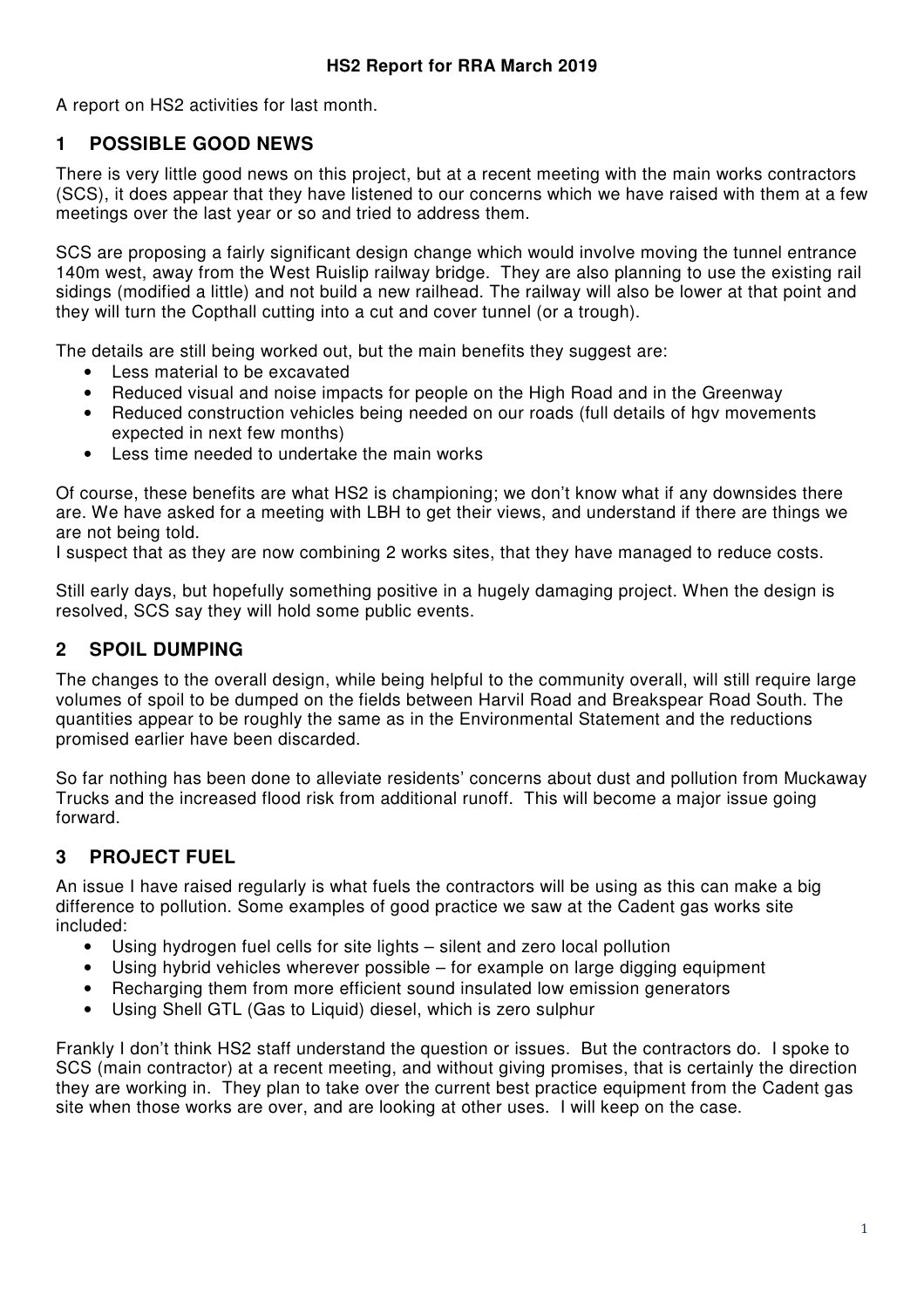# HS2 Report for RRA March 2019

A report on HS2 activities for last month.

## 1 POSSIBLE GOOD NEWS

There is very little good news on this project, but at a recent meeting with the main works contractors (SCS), it does appear that they have listened to our concerns which we have raised with them at a few meetings over the last year or so and tried to address them.

SCS are proposing a fairly significant design change which would involve moving the tunnel entrance 140m west, away from the West Ruislip railway bridge. They are also planning to use the existing rail sidings (modified a little) and not build a new railhead. The railway will also be lower at that point and they will turn the Copthall cutting into a cut and cover tunnel (or a trough).

The details are still being worked out, but the main benefits they suggest are:

- Less material to be excavated
- Reduced visual and noise impacts for people on the High Road and in the Greenway
- Reduced construction vehicles being needed on our roads (full details of hgv movements expected in next few months)
- Less time needed to undertake the main works

Of course, these benefits are what HS2 is championing; we don't know what if any downsides there are. We have asked for a meeting with LBH to get their views, and understand if there are things we are not being told.
I suspect that as they are now combining 2 works sites, that they have managed to reduce costs.

Still early days, but hopefully something positive in a hugely damaging project. When the design is resolved, SCS say they will hold some public events.

## 2 SPOIL DUMPING

The changes to the overall design, while being helpful to the community overall, will still require large volumes of spoil to be dumped on the fields between Harvil Road and Breakspear Road South. The quantities appear to be roughly the same as in the Environmental Statement and the reductions promised earlier have been discarded.

So far nothing has been done to alleviate residents' concerns about dust and pollution from Muckaway Trucks and the increased flood risk from additional runoff. This will become a major issue going forward.

## 3 PROJECT FUEL

An issue I have raised regularly is what fuels the contractors will be using as this can make a big difference to pollution. Some examples of good practice we saw at the Cadent gas works site included:

- Using hydrogen fuel cells for site lights – silent and zero local pollution
- Using hybrid vehicles wherever possible – for example on large digging equipment
- Recharging them from more efficient sound insulated low emission generators
- Using Shell GTL (Gas to Liquid) diesel, which is zero sulphur

Frankly I don't think HS2 staff understand the question or issues. But the contractors do. I spoke to SCS (main contractor) at a recent meeting, and without giving promises, that is certainly the direction they are working in. They plan to take over the current best practice equipment from the Cadent gas site when those works are over, and are looking at other uses. I will keep on the case.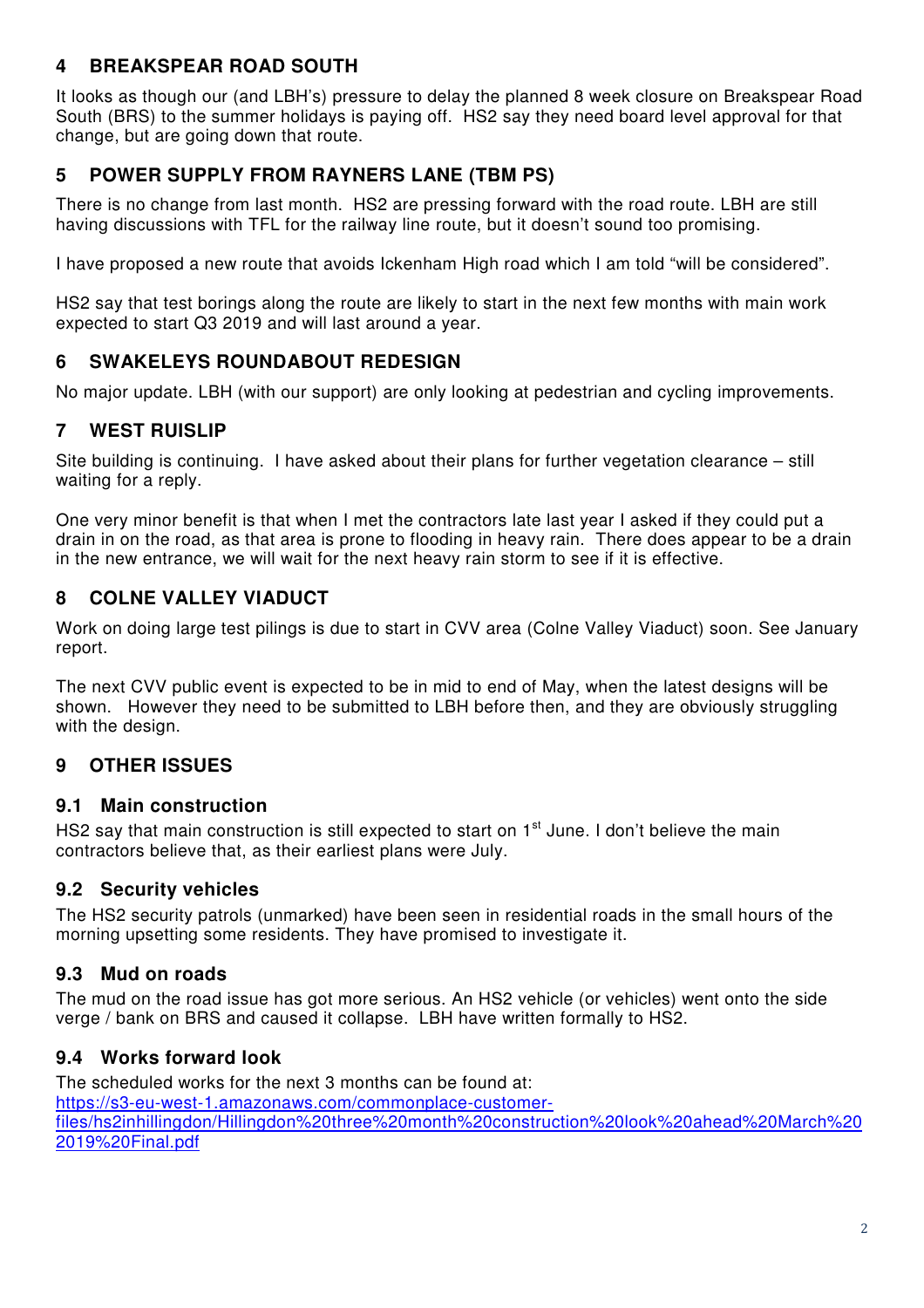## 4 BREAKSPEAR ROAD SOUTH

It looks as though our (and LBH's) pressure to delay the planned 8 week closure on Breakspear Road South (BRS) to the summer holidays is paying off. HS2 say they need board level approval for that change, but are going down that route.

## 5 POWER SUPPLY FROM RAYNERS LANE (TBM PS)

There is no change from last month. HS2 are pressing forward with the road route. LBH are still having discussions with TFL for the railway line route, but it doesn't sound too promising.

I have proposed a new route that avoids Ickenham High road which I am told "will be considered".

HS2 say that test borings along the route are likely to start in the next few months with main work expected to start Q3 2019 and will last around a year.

## 6 SWAKELEYS ROUNDABOUT REDESIGN

No major update. LBH (with our support) are only looking at pedestrian and cycling improvements.

## 7 WEST RUISLIP

Site building is continuing. I have asked about their plans for further vegetation clearance – still waiting for a reply.

One very minor benefit is that when I met the contractors late last year I asked if they could put a drain in on the road, as that area is prone to flooding in heavy rain. There does appear to be a drain in the new entrance, we will wait for the next heavy rain storm to see if it is effective.

## 8 COLNE VALLEY VIADUCT

Work on doing large test pilings is due to start in CVV area (Colne Valley Viaduct) soon. See January report.

The next CVV public event is expected to be in mid to end of May, when the latest designs will be shown. However they need to be submitted to LBH before then, and they are obviously struggling with the design.

## 9 OTHER ISSUES

### 9.1 Main construction

HS2 say that main construction is still expected to start on 1st June. I don't believe the main contractors believe that, as their earliest plans were July.

### 9.2 Security vehicles

The HS2 security patrols (unmarked) have been seen in residential roads in the small hours of the morning upsetting some residents. They have promised to investigate it.

### 9.3 Mud on roads

The mud on the road issue has got more serious. An HS2 vehicle (or vehicles) went onto the side verge / bank on BRS and caused it collapse. LBH have written formally to HS2.

### 9.4 Works forward look

The scheduled works for the next 3 months can be found at:
[https://s3-eu-west-1.amazonaws.com/commonplace-customer-files/hs2inhillingdon/Hillingdon%20three%20month%20construction%20look%20ahead%20March%202019%20Final.pdf](https://s3-eu-west-1.amazonaws.com/commonplace-customer-files/hs2inhillingdon/Hillingdon%20three%20month%20construction%20look%20ahead%20March%202019%20Final.pdf)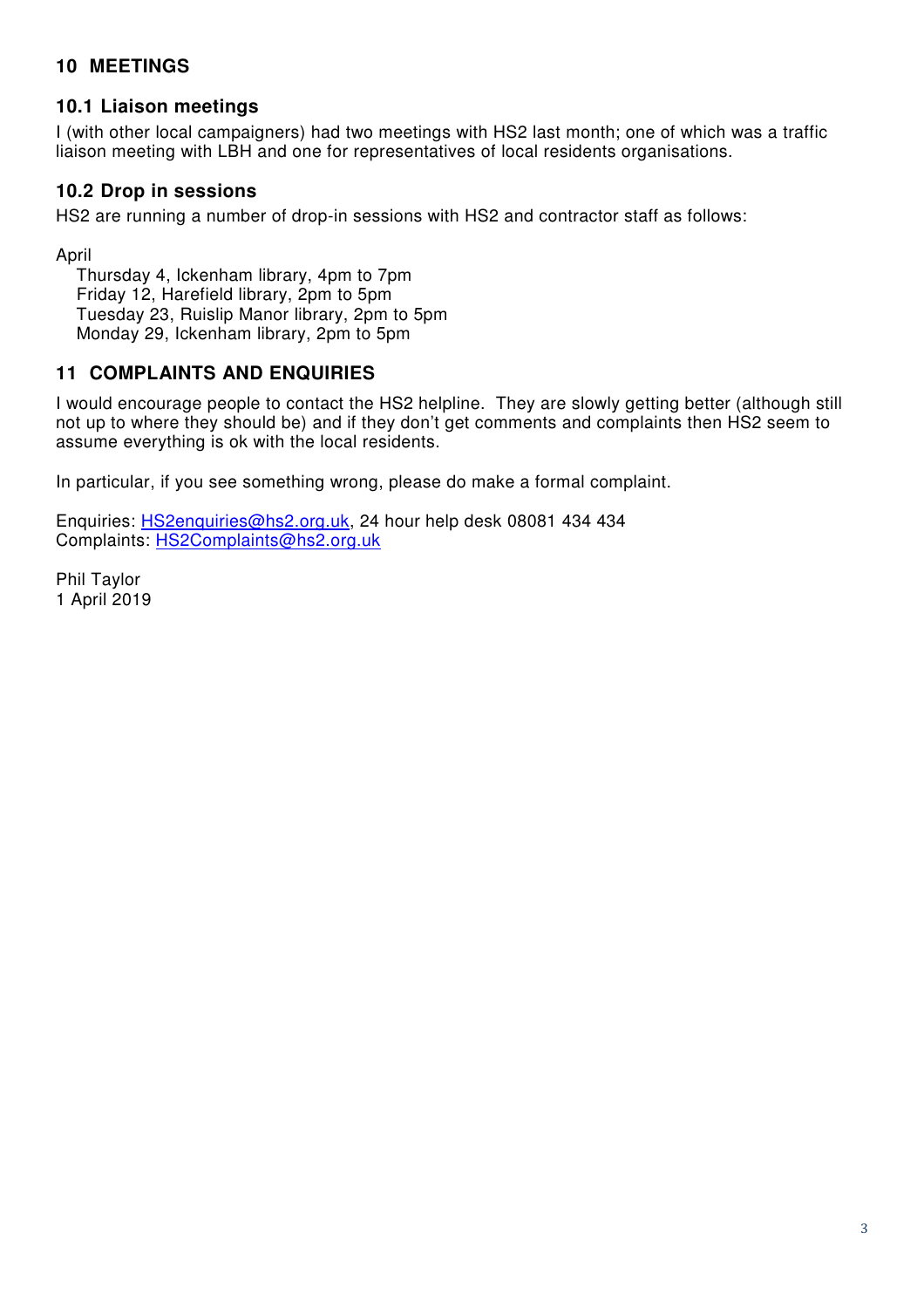## 10 MEETINGS

### 10.1 Liaison meetings

I (with other local campaigners) had two meetings with HS2 last month; one of which was a traffic liaison meeting with LBH and one for representatives of local residents organisations.

### 10.2 Drop in sessions

HS2 are running a number of drop-in sessions with HS2 and contractor staff as follows:

April
- Thursday 4, Ickenham library, 4pm to 7pm
- Friday 12, Harefield library, 2pm to 5pm
- Tuesday 23, Ruislip Manor library, 2pm to 5pm
- Monday 29, Ickenham library, 2pm to 5pm

## 11 COMPLAINTS AND ENQUIRIES

I would encourage people to contact the HS2 helpline. They are slowly getting better (although still not up to where they should be) and if they don't get comments and complaints then HS2 seem to assume everything is ok with the local residents.

In particular, if you see something wrong, please do make a formal complaint.

Enquiries: HS2enquiries@hs2.org.uk, 24 hour help desk 08081 434 434
Complaints: HS2Complaints@hs2.org.uk

Phil Taylor
1 April 2019